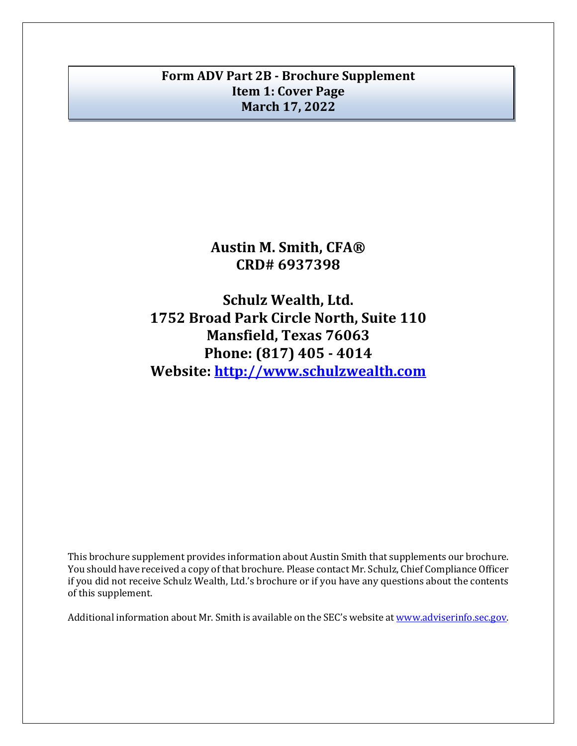# Form ADV Part 2B - Brochure Supplement
## Item 1: Cover Page
## March 17, 2022

**Austin M. Smith, CFA®**
**CRD# 6937398**

**Schulz Wealth, Ltd.**
**1752 Broad Park Circle North, Suite 110**
**Mansfield, Texas 76063**
**Phone: (817) 405 - 4014**
**Website: [http://www.schulzwealth.com](http://www.schulzwealth.com)**

This brochure supplement provides information about Austin Smith that supplements our brochure. You should have received a copy of that brochure. Please contact Mr. Schulz, Chief Compliance Officer if you did not receive Schulz Wealth, Ltd.'s brochure or if you have any questions about the contents of this supplement.

Additional information about Mr. Smith is available on the SEC's website at [www.adviserinfo.sec.gov](http://www.adviserinfo.sec.gov).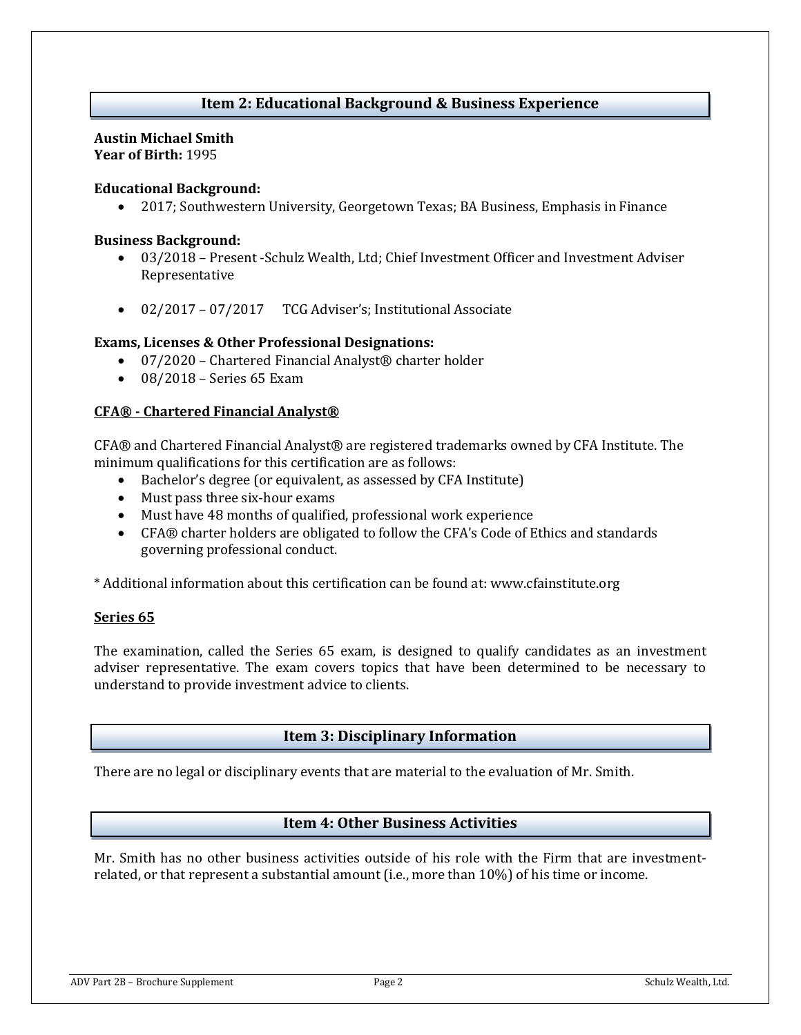## Item 2: Educational Background & Business Experience

**Austin Michael Smith**
**Year of Birth:** 1995

**Educational Background:**

- 2017; Southwestern University, Georgetown Texas; BA Business, Emphasis in Finance

**Business Background:**

- 03/2018 – Present -Schulz Wealth, Ltd; Chief Investment Officer and Investment Adviser Representative

- 02/2017 – 07/2017 TCG Adviser's; Institutional Associate

**Exams, Licenses & Other Professional Designations:**

- 07/2020 – Chartered Financial Analyst® charter holder
- 08/2018 – Series 65 Exam

**CFA® - Chartered Financial Analyst®**

CFA® and Chartered Financial Analyst® are registered trademarks owned by CFA Institute. The minimum qualifications for this certification are as follows:

- Bachelor's degree (or equivalent, as assessed by CFA Institute)
- Must pass three six-hour exams
- Must have 48 months of qualified, professional work experience
- CFA® charter holders are obligated to follow the CFA's Code of Ethics and standards governing professional conduct.

* Additional information about this certification can be found at: www.cfainstitute.org

**Series 65**

The examination, called the Series 65 exam, is designed to qualify candidates as an investment adviser representative. The exam covers topics that have been determined to be necessary to understand to provide investment advice to clients.

## Item 3: Disciplinary Information

There are no legal or disciplinary events that are material to the evaluation of Mr. Smith.

## Item 4: Other Business Activities

Mr. Smith has no other business activities outside of his role with the Firm that are investment-related, or that represent a substantial amount (i.e., more than 10%) of his time or income.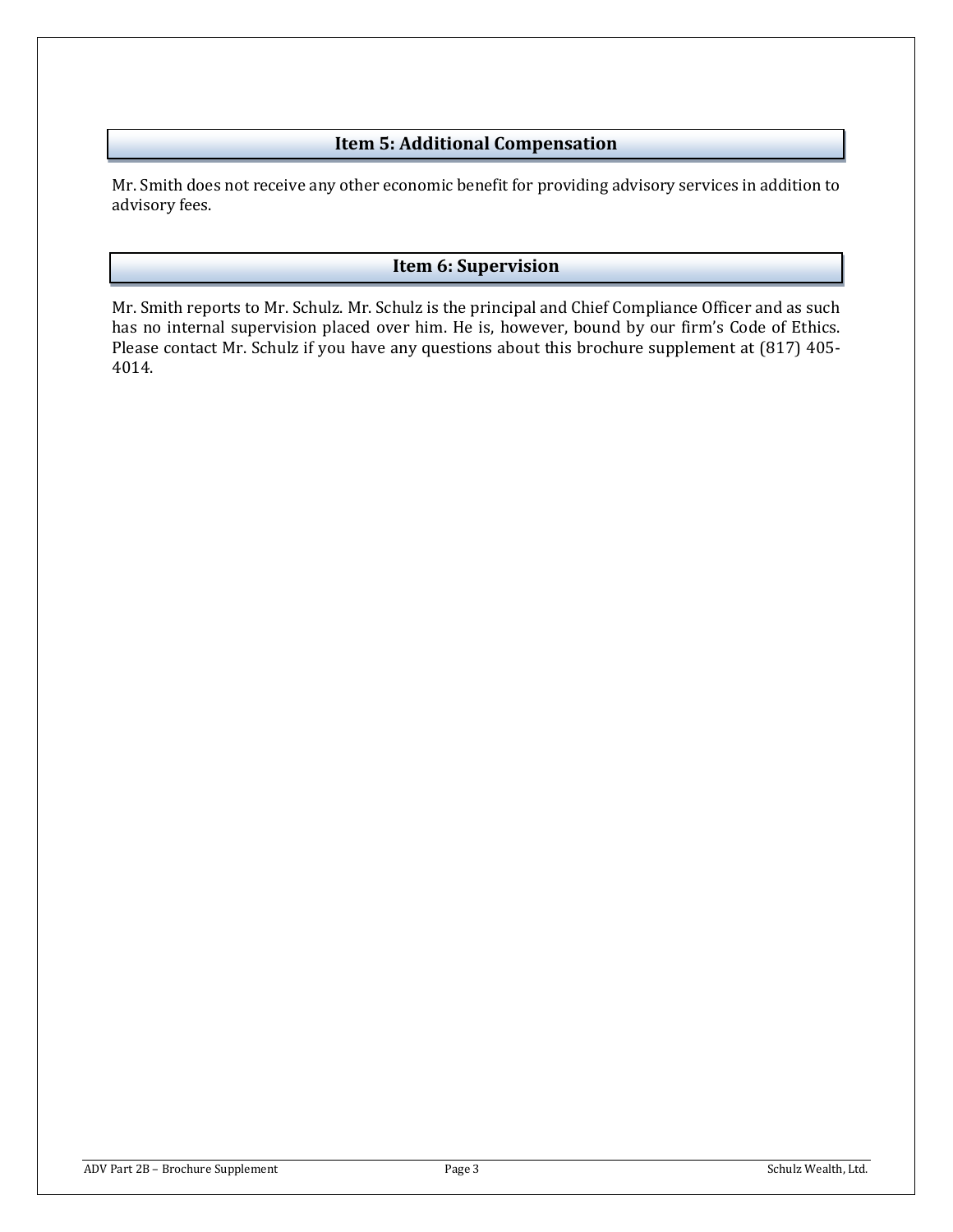## Item 5: Additional Compensation

Mr. Smith does not receive any other economic benefit for providing advisory services in addition to advisory fees.

## Item 6: Supervision

Mr. Smith reports to Mr. Schulz. Mr. Schulz is the principal and Chief Compliance Officer and as such has no internal supervision placed over him. He is, however, bound by our firm's Code of Ethics. Please contact Mr. Schulz if you have any questions about this brochure supplement at (817) 405-4014.